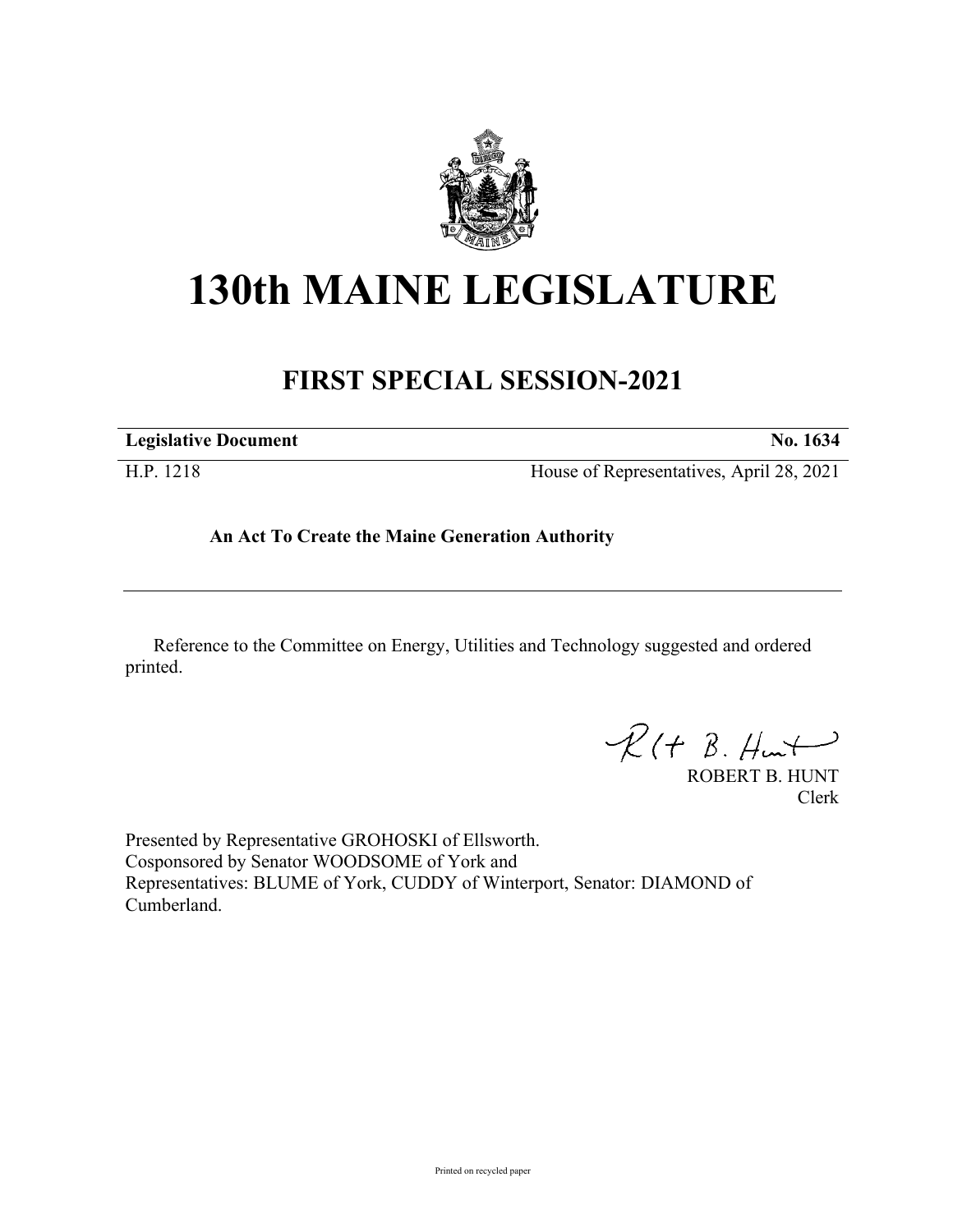# 130th MAINE LEGISLATURE

## FIRST SPECIAL SESSION-2021

**Legislative Document** **No. 1634**

H.P. 1218 House of Representatives, April 28, 2021

**An Act To Create the Maine Generation Authority**

Reference to the Committee on Energy, Utilities and Technology suggested and ordered printed.

ROBERT B. HUNT
Clerk

Presented by Representative GROHOSKI of Ellsworth.
Cosponsored by Senator WOODSOME of York and
Representatives: BLUME of York, CUDDY of Winterport, Senator: DIAMOND of Cumberland.

Printed on recycled paper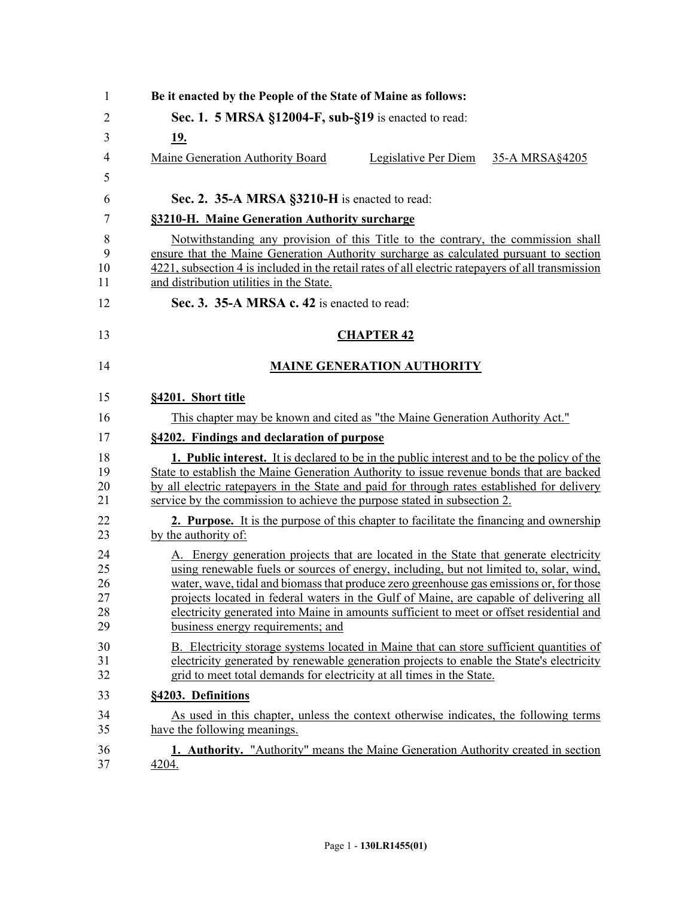**Be it enacted by the People of the State of Maine as follows:**

**Sec. 1. 5 MRSA §12004-F, sub-§19** is enacted to read:

**19.**

| | | |
|---|---|---|
| Maine Generation Authority Board | Legislative Per Diem | 35-A MRSA§4205 |

**Sec. 2. 35-A MRSA §3210-H** is enacted to read:

**§3210-H. Maine Generation Authority surcharge**

Notwithstanding any provision of this Title to the contrary, the commission shall ensure that the Maine Generation Authority surcharge as calculated pursuant to section 4221, subsection 4 is included in the retail rates of all electric ratepayers of all transmission and distribution utilities in the State.

**Sec. 3. 35-A MRSA c. 42** is enacted to read:

## CHAPTER 42

## MAINE GENERATION AUTHORITY

**§4201. Short title**

This chapter may be known and cited as "the Maine Generation Authority Act."

**§4202. Findings and declaration of purpose**

**1. Public interest.** It is declared to be in the public interest and to be the policy of the State to establish the Maine Generation Authority to issue revenue bonds that are backed by all electric ratepayers in the State and paid for through rates established for delivery service by the commission to achieve the purpose stated in subsection 2.

**2. Purpose.** It is the purpose of this chapter to facilitate the financing and ownership by the authority of:

A. Energy generation projects that are located in the State that generate electricity using renewable fuels or sources of energy, including, but not limited to, solar, wind, water, wave, tidal and biomass that produce zero greenhouse gas emissions or, for those projects located in federal waters in the Gulf of Maine, are capable of delivering all electricity generated into Maine in amounts sufficient to meet or offset residential and business energy requirements; and

B. Electricity storage systems located in Maine that can store sufficient quantities of electricity generated by renewable generation projects to enable the State's electricity grid to meet total demands for electricity at all times in the State.

**§4203. Definitions**

As used in this chapter, unless the context otherwise indicates, the following terms have the following meanings.

**1. Authority.** "Authority" means the Maine Generation Authority created in section 4204.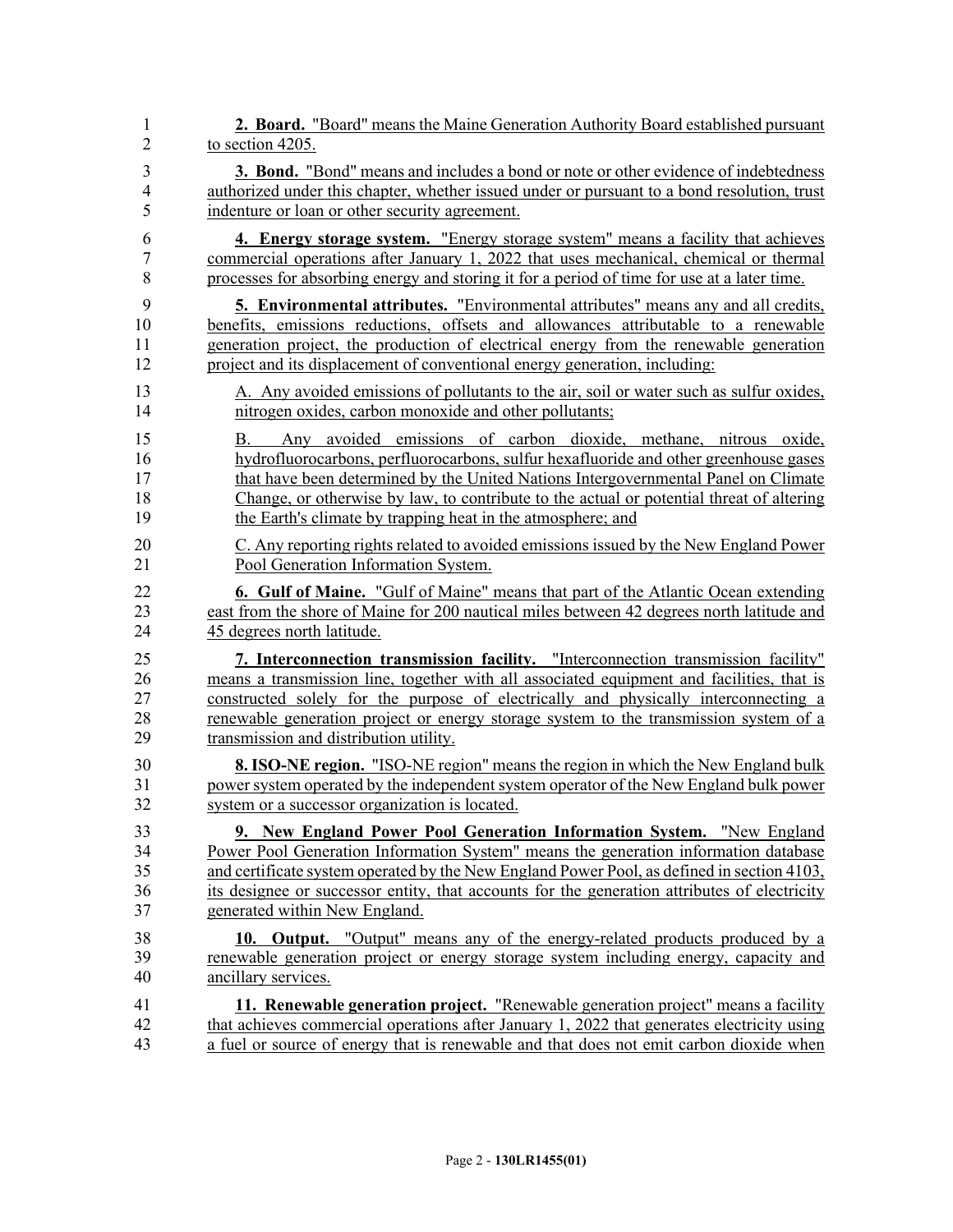**2. Board.** "Board" means the Maine Generation Authority Board established pursuant to section 4205.

**3. Bond.** "Bond" means and includes a bond or note or other evidence of indebtedness authorized under this chapter, whether issued under or pursuant to a bond resolution, trust indenture or loan or other security agreement.

**4. Energy storage system.** "Energy storage system" means a facility that achieves commercial operations after January 1, 2022 that uses mechanical, chemical or thermal processes for absorbing energy and storing it for a period of time for use at a later time.

**5. Environmental attributes.** "Environmental attributes" means any and all credits, benefits, emissions reductions, offsets and allowances attributable to a renewable generation project, the production of electrical energy from the renewable generation project and its displacement of conventional energy generation, including:

A. Any avoided emissions of pollutants to the air, soil or water such as sulfur oxides, nitrogen oxides, carbon monoxide and other pollutants;

B. Any avoided emissions of carbon dioxide, methane, nitrous oxide, hydrofluorocarbons, perfluorocarbons, sulfur hexafluoride and other greenhouse gases that have been determined by the United Nations Intergovernmental Panel on Climate Change, or otherwise by law, to contribute to the actual or potential threat of altering the Earth's climate by trapping heat in the atmosphere; and

C. Any reporting rights related to avoided emissions issued by the New England Power Pool Generation Information System.

**6. Gulf of Maine.** "Gulf of Maine" means that part of the Atlantic Ocean extending east from the shore of Maine for 200 nautical miles between 42 degrees north latitude and 45 degrees north latitude.

**7. Interconnection transmission facility.** "Interconnection transmission facility" means a transmission line, together with all associated equipment and facilities, that is constructed solely for the purpose of electrically and physically interconnecting a renewable generation project or energy storage system to the transmission system of a transmission and distribution utility.

**8. ISO-NE region.** "ISO-NE region" means the region in which the New England bulk power system operated by the independent system operator of the New England bulk power system or a successor organization is located.

**9. New England Power Pool Generation Information System.** "New England Power Pool Generation Information System" means the generation information database and certificate system operated by the New England Power Pool, as defined in section 4103, its designee or successor entity, that accounts for the generation attributes of electricity generated within New England.

**10. Output.** "Output" means any of the energy-related products produced by a renewable generation project or energy storage system including energy, capacity and ancillary services.

**11. Renewable generation project.** "Renewable generation project" means a facility that achieves commercial operations after January 1, 2022 that generates electricity using a fuel or source of energy that is renewable and that does not emit carbon dioxide when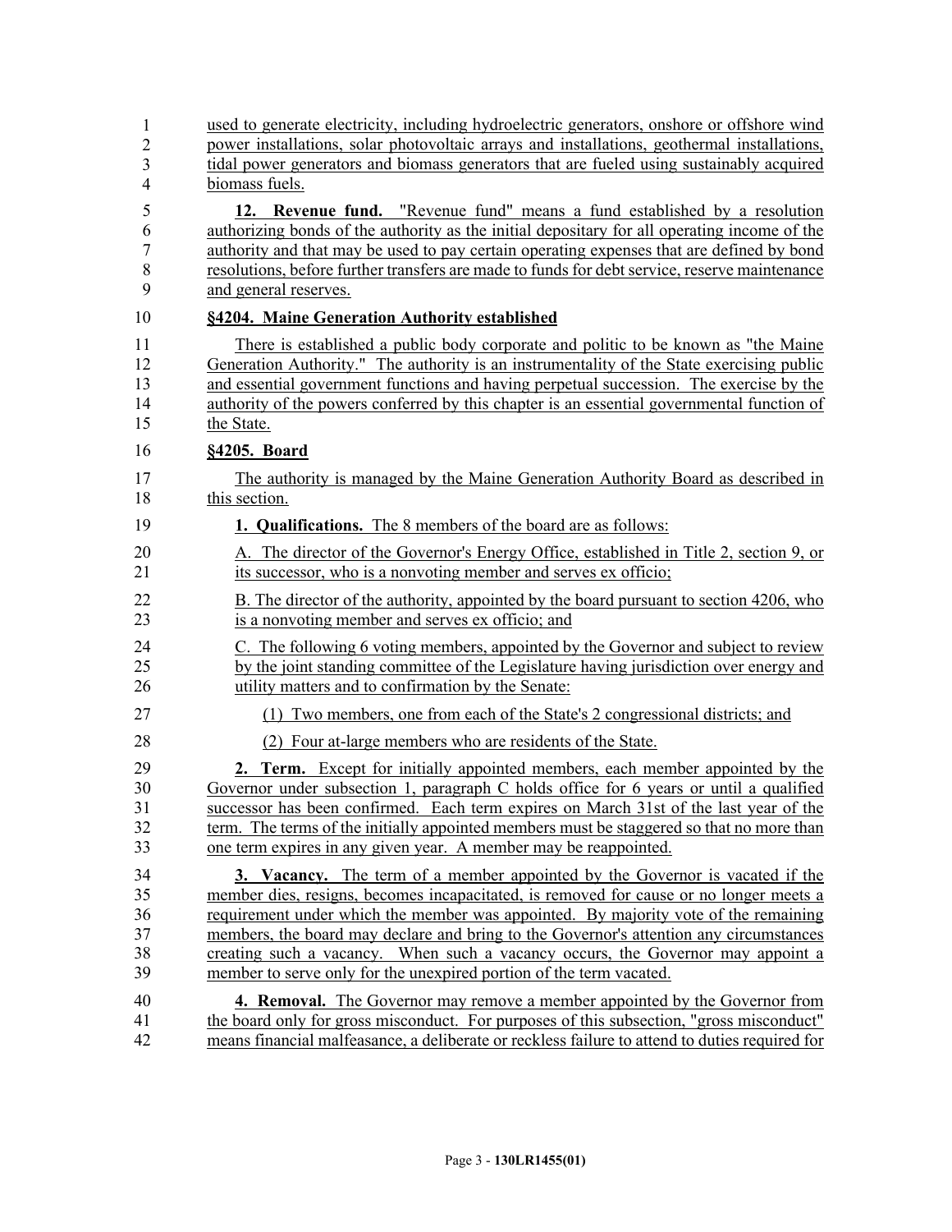used to generate electricity, including hydroelectric generators, onshore or offshore wind power installations, solar photovoltaic arrays and installations, geothermal installations, tidal power generators and biomass generators that are fueled using sustainably acquired biomass fuels.

**12. Revenue fund.** "Revenue fund" means a fund established by a resolution authorizing bonds of the authority as the initial depositary for all operating income of the authority and that may be used to pay certain operating expenses that are defined by bond resolutions, before further transfers are made to funds for debt service, reserve maintenance and general reserves.

**§4204. Maine Generation Authority established**

There is established a public body corporate and politic to be known as "the Maine Generation Authority." The authority is an instrumentality of the State exercising public and essential government functions and having perpetual succession. The exercise by the authority of the powers conferred by this chapter is an essential governmental function of the State.

**§4205. Board**

The authority is managed by the Maine Generation Authority Board as described in this section.

**1. Qualifications.** The 8 members of the board are as follows:

A. The director of the Governor's Energy Office, established in Title 2, section 9, or its successor, who is a nonvoting member and serves ex officio;

B. The director of the authority, appointed by the board pursuant to section 4206, who is a nonvoting member and serves ex officio; and

C. The following 6 voting members, appointed by the Governor and subject to review by the joint standing committee of the Legislature having jurisdiction over energy and utility matters and to confirmation by the Senate:

(1) Two members, one from each of the State's 2 congressional districts; and

(2) Four at-large members who are residents of the State.

**2. Term.** Except for initially appointed members, each member appointed by the Governor under subsection 1, paragraph C holds office for 6 years or until a qualified successor has been confirmed. Each term expires on March 31st of the last year of the term. The terms of the initially appointed members must be staggered so that no more than one term expires in any given year. A member may be reappointed.

**3. Vacancy.** The term of a member appointed by the Governor is vacated if the member dies, resigns, becomes incapacitated, is removed for cause or no longer meets a requirement under which the member was appointed. By majority vote of the remaining members, the board may declare and bring to the Governor's attention any circumstances creating such a vacancy. When such a vacancy occurs, the Governor may appoint a member to serve only for the unexpired portion of the term vacated.

**4. Removal.** The Governor may remove a member appointed by the Governor from the board only for gross misconduct. For purposes of this subsection, "gross misconduct" means financial malfeasance, a deliberate or reckless failure to attend to duties required for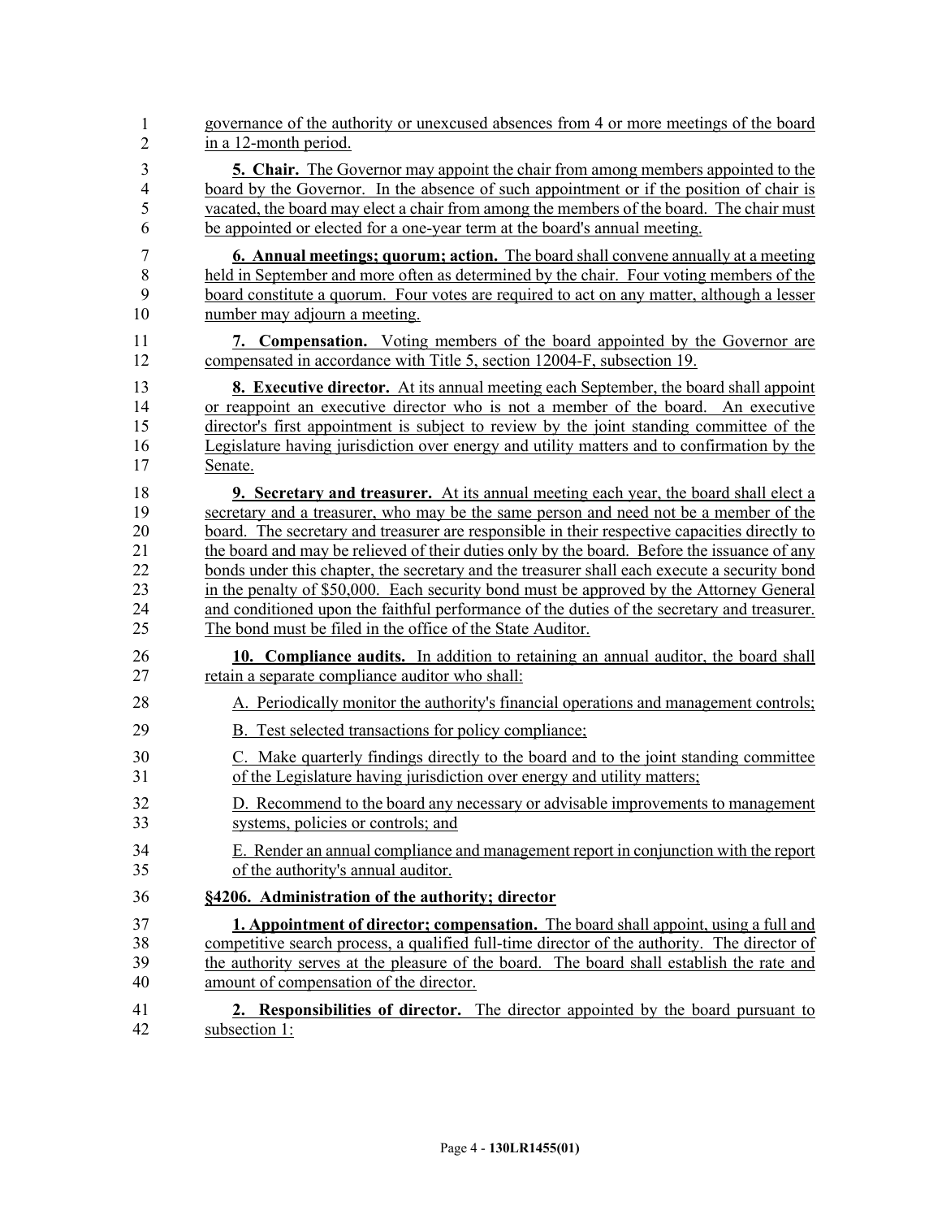governance of the authority or unexcused absences from 4 or more meetings of the board in a 12-month period.

**5. Chair.** The Governor may appoint the chair from among members appointed to the board by the Governor. In the absence of such appointment or if the position of chair is vacated, the board may elect a chair from among the members of the board. The chair must be appointed or elected for a one-year term at the board's annual meeting.

**6. Annual meetings; quorum; action.** The board shall convene annually at a meeting held in September and more often as determined by the chair. Four voting members of the board constitute a quorum. Four votes are required to act on any matter, although a lesser number may adjourn a meeting.

**7. Compensation.** Voting members of the board appointed by the Governor are compensated in accordance with Title 5, section 12004-F, subsection 19.

**8. Executive director.** At its annual meeting each September, the board shall appoint or reappoint an executive director who is not a member of the board. An executive director's first appointment is subject to review by the joint standing committee of the Legislature having jurisdiction over energy and utility matters and to confirmation by the Senate.

**9. Secretary and treasurer.** At its annual meeting each year, the board shall elect a secretary and a treasurer, who may be the same person and need not be a member of the board. The secretary and treasurer are responsible in their respective capacities directly to the board and may be relieved of their duties only by the board. Before the issuance of any bonds under this chapter, the secretary and the treasurer shall each execute a security bond in the penalty of $50,000. Each security bond must be approved by the Attorney General and conditioned upon the faithful performance of the duties of the secretary and treasurer. The bond must be filed in the office of the State Auditor.

**10. Compliance audits.** In addition to retaining an annual auditor, the board shall retain a separate compliance auditor who shall:

A. Periodically monitor the authority's financial operations and management controls;

B. Test selected transactions for policy compliance;

C. Make quarterly findings directly to the board and to the joint standing committee of the Legislature having jurisdiction over energy and utility matters;

D. Recommend to the board any necessary or advisable improvements to management systems, policies or controls; and

E. Render an annual compliance and management report in conjunction with the report of the authority's annual auditor.

**§4206. Administration of the authority; director**

**1. Appointment of director; compensation.** The board shall appoint, using a full and competitive search process, a qualified full-time director of the authority. The director of the authority serves at the pleasure of the board. The board shall establish the rate and amount of compensation of the director.

**2. Responsibilities of director.** The director appointed by the board pursuant to subsection 1: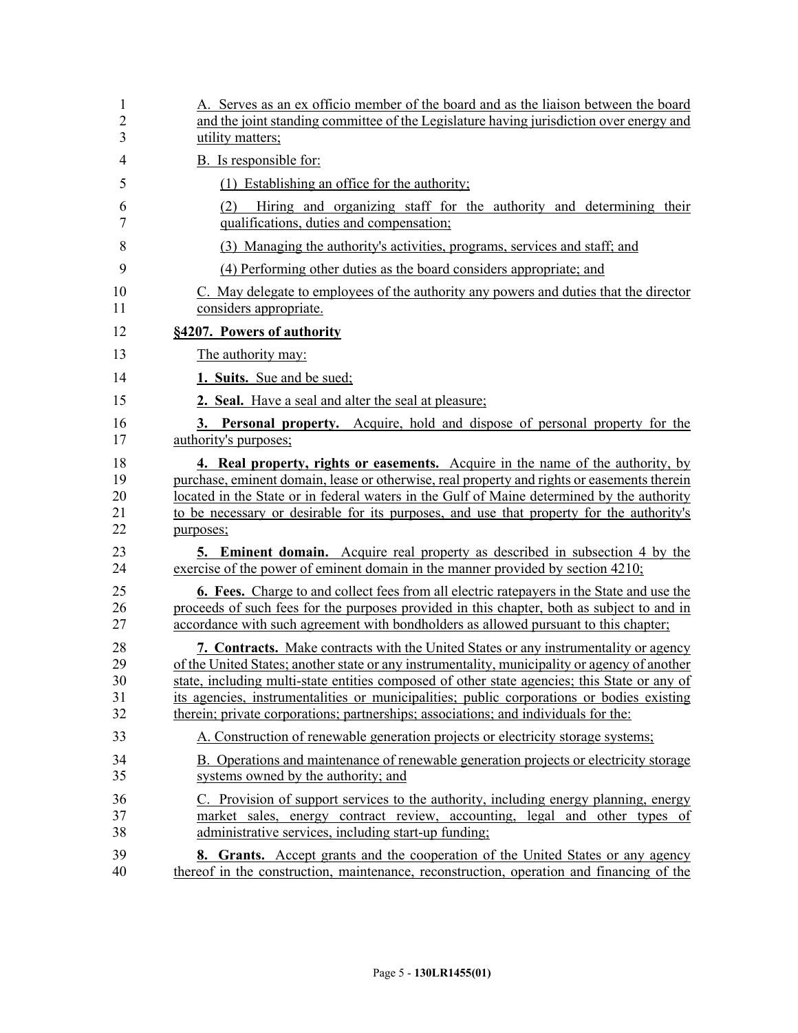A. Serves as an ex officio member of the board and as the liaison between the board and the joint standing committee of the Legislature having jurisdiction over energy and utility matters;

B. Is responsible for:

(1) Establishing an office for the authority;

(2) Hiring and organizing staff for the authority and determining their qualifications, duties and compensation;

(3) Managing the authority's activities, programs, services and staff; and

(4) Performing other duties as the board considers appropriate; and

C. May delegate to employees of the authority any powers and duties that the director considers appropriate.

**§4207. Powers of authority**

The authority may:

**1. Suits.** Sue and be sued;

**2. Seal.** Have a seal and alter the seal at pleasure;

**3. Personal property.** Acquire, hold and dispose of personal property for the authority's purposes;

**4. Real property, rights or easements.** Acquire in the name of the authority, by purchase, eminent domain, lease or otherwise, real property and rights or easements therein located in the State or in federal waters in the Gulf of Maine determined by the authority to be necessary or desirable for its purposes, and use that property for the authority's purposes;

**5. Eminent domain.** Acquire real property as described in subsection 4 by the exercise of the power of eminent domain in the manner provided by section 4210;

**6. Fees.** Charge to and collect fees from all electric ratepayers in the State and use the proceeds of such fees for the purposes provided in this chapter, both as subject to and in accordance with such agreement with bondholders as allowed pursuant to this chapter;

**7. Contracts.** Make contracts with the United States or any instrumentality or agency of the United States; another state or any instrumentality, municipality or agency of another state, including multi-state entities composed of other state agencies; this State or any of its agencies, instrumentalities or municipalities; public corporations or bodies existing therein; private corporations; partnerships; associations; and individuals for the:

A. Construction of renewable generation projects or electricity storage systems;

B. Operations and maintenance of renewable generation projects or electricity storage systems owned by the authority; and

C. Provision of support services to the authority, including energy planning, energy market sales, energy contract review, accounting, legal and other types of administrative services, including start-up funding;

**8. Grants.** Accept grants and the cooperation of the United States or any agency thereof in the construction, maintenance, reconstruction, operation and financing of the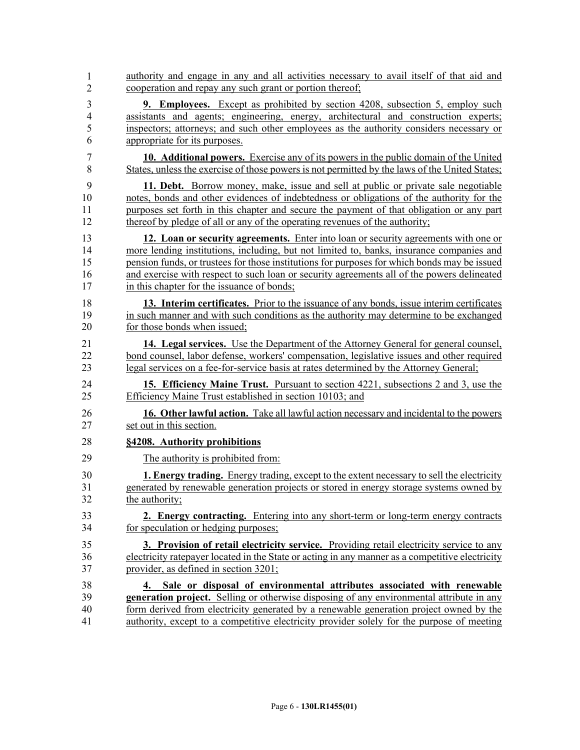authority and engage in any and all activities necessary to avail itself of that aid and cooperation and repay any such grant or portion thereof;

**9. Employees.** Except as prohibited by section 4208, subsection 5, employ such assistants and agents; engineering, energy, architectural and construction experts; inspectors; attorneys; and such other employees as the authority considers necessary or appropriate for its purposes.

**10. Additional powers.** Exercise any of its powers in the public domain of the United States, unless the exercise of those powers is not permitted by the laws of the United States;

**11. Debt.** Borrow money, make, issue and sell at public or private sale negotiable notes, bonds and other evidences of indebtedness or obligations of the authority for the purposes set forth in this chapter and secure the payment of that obligation or any part thereof by pledge of all or any of the operating revenues of the authority;

**12. Loan or security agreements.** Enter into loan or security agreements with one or more lending institutions, including, but not limited to, banks, insurance companies and pension funds, or trustees for those institutions for purposes for which bonds may be issued and exercise with respect to such loan or security agreements all of the powers delineated in this chapter for the issuance of bonds;

**13. Interim certificates.** Prior to the issuance of any bonds, issue interim certificates in such manner and with such conditions as the authority may determine to be exchanged for those bonds when issued;

**14. Legal services.** Use the Department of the Attorney General for general counsel, bond counsel, labor defense, workers' compensation, legislative issues and other required legal services on a fee-for-service basis at rates determined by the Attorney General;

**15. Efficiency Maine Trust.** Pursuant to section 4221, subsections 2 and 3, use the Efficiency Maine Trust established in section 10103; and

**16. Other lawful action.** Take all lawful action necessary and incidental to the powers set out in this section.

**§4208. Authority prohibitions**

The authority is prohibited from:

**1. Energy trading.** Energy trading, except to the extent necessary to sell the electricity generated by renewable generation projects or stored in energy storage systems owned by the authority;

**2. Energy contracting.** Entering into any short-term or long-term energy contracts for speculation or hedging purposes;

**3. Provision of retail electricity service.** Providing retail electricity service to any electricity ratepayer located in the State or acting in any manner as a competitive electricity provider, as defined in section 3201;

**4. Sale or disposal of environmental attributes associated with renewable generation project.** Selling or otherwise disposing of any environmental attribute in any form derived from electricity generated by a renewable generation project owned by the authority, except to a competitive electricity provider solely for the purpose of meeting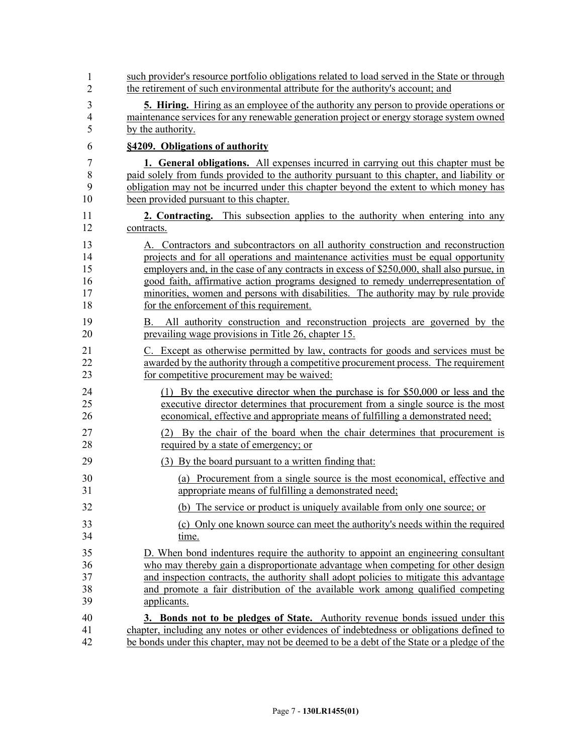such provider's resource portfolio obligations related to load served in the State or through the retirement of such environmental attribute for the authority's account; and

**5. Hiring.** Hiring as an employee of the authority any person to provide operations or maintenance services for any renewable generation project or energy storage system owned by the authority.

**§4209. Obligations of authority**

**1. General obligations.** All expenses incurred in carrying out this chapter must be paid solely from funds provided to the authority pursuant to this chapter, and liability or obligation may not be incurred under this chapter beyond the extent to which money has been provided pursuant to this chapter.

**2. Contracting.** This subsection applies to the authority when entering into any contracts.

A. Contractors and subcontractors on all authority construction and reconstruction projects and for all operations and maintenance activities must be equal opportunity employers and, in the case of any contracts in excess of $250,000, shall also pursue, in good faith, affirmative action programs designed to remedy underrepresentation of minorities, women and persons with disabilities. The authority may by rule provide for the enforcement of this requirement.

B. All authority construction and reconstruction projects are governed by the prevailing wage provisions in Title 26, chapter 15.

C. Except as otherwise permitted by law, contracts for goods and services must be awarded by the authority through a competitive procurement process. The requirement for competitive procurement may be waived:

(1) By the executive director when the purchase is for $50,000 or less and the executive director determines that procurement from a single source is the most economical, effective and appropriate means of fulfilling a demonstrated need;

(2) By the chair of the board when the chair determines that procurement is required by a state of emergency; or

(3) By the board pursuant to a written finding that:

(a) Procurement from a single source is the most economical, effective and appropriate means of fulfilling a demonstrated need;

(b) The service or product is uniquely available from only one source; or

(c) Only one known source can meet the authority's needs within the required time.

D. When bond indentures require the authority to appoint an engineering consultant who may thereby gain a disproportionate advantage when competing for other design and inspection contracts, the authority shall adopt policies to mitigate this advantage and promote a fair distribution of the available work among qualified competing applicants.

**3. Bonds not to be pledges of State.** Authority revenue bonds issued under this chapter, including any notes or other evidences of indebtedness or obligations defined to be bonds under this chapter, may not be deemed to be a debt of the State or a pledge of the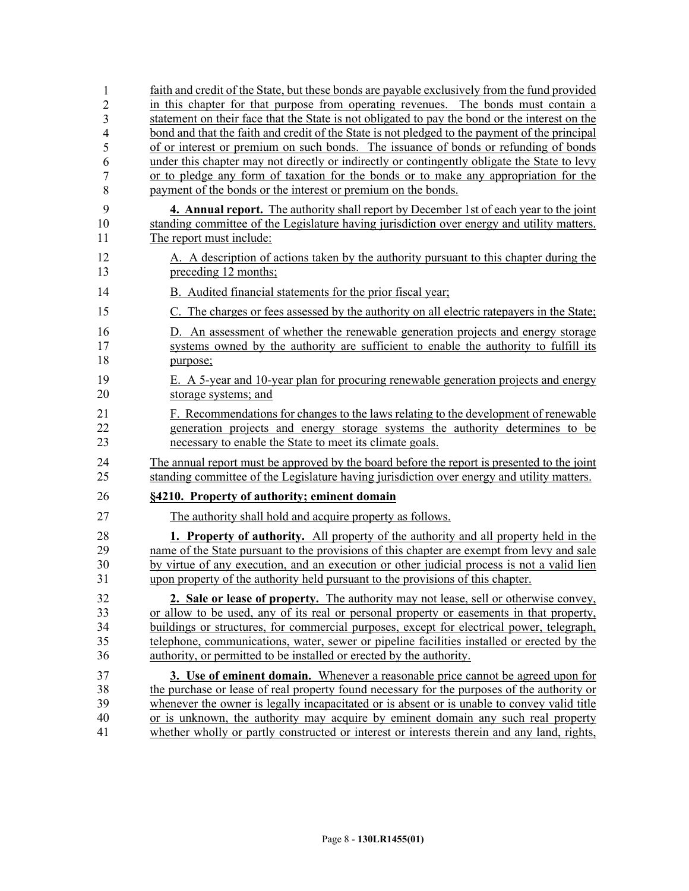faith and credit of the State, but these bonds are payable exclusively from the fund provided in this chapter for that purpose from operating revenues. The bonds must contain a statement on their face that the State is not obligated to pay the bond or the interest on the bond and that the faith and credit of the State is not pledged to the payment of the principal of or interest or premium on such bonds. The issuance of bonds or refunding of bonds under this chapter may not directly or indirectly or contingently obligate the State to levy or to pledge any form of taxation for the bonds or to make any appropriation for the payment of the bonds or the interest or premium on the bonds.

**4. Annual report.** The authority shall report by December 1st of each year to the joint standing committee of the Legislature having jurisdiction over energy and utility matters. The report must include:

A. A description of actions taken by the authority pursuant to this chapter during the preceding 12 months;

B. Audited financial statements for the prior fiscal year;

C. The charges or fees assessed by the authority on all electric ratepayers in the State;

D. An assessment of whether the renewable generation projects and energy storage systems owned by the authority are sufficient to enable the authority to fulfill its purpose;

E. A 5-year and 10-year plan for procuring renewable generation projects and energy storage systems; and

F. Recommendations for changes to the laws relating to the development of renewable generation projects and energy storage systems the authority determines to be necessary to enable the State to meet its climate goals.

The annual report must be approved by the board before the report is presented to the joint standing committee of the Legislature having jurisdiction over energy and utility matters.

**§4210. Property of authority; eminent domain**

The authority shall hold and acquire property as follows.

**1. Property of authority.** All property of the authority and all property held in the name of the State pursuant to the provisions of this chapter are exempt from levy and sale by virtue of any execution, and an execution or other judicial process is not a valid lien upon property of the authority held pursuant to the provisions of this chapter.

**2. Sale or lease of property.** The authority may not lease, sell or otherwise convey, or allow to be used, any of its real or personal property or easements in that property, buildings or structures, for commercial purposes, except for electrical power, telegraph, telephone, communications, water, sewer or pipeline facilities installed or erected by the authority, or permitted to be installed or erected by the authority.

**3. Use of eminent domain.** Whenever a reasonable price cannot be agreed upon for the purchase or lease of real property found necessary for the purposes of the authority or whenever the owner is legally incapacitated or is absent or is unable to convey valid title or is unknown, the authority may acquire by eminent domain any such real property whether wholly or partly constructed or interest or interests therein and any land, rights,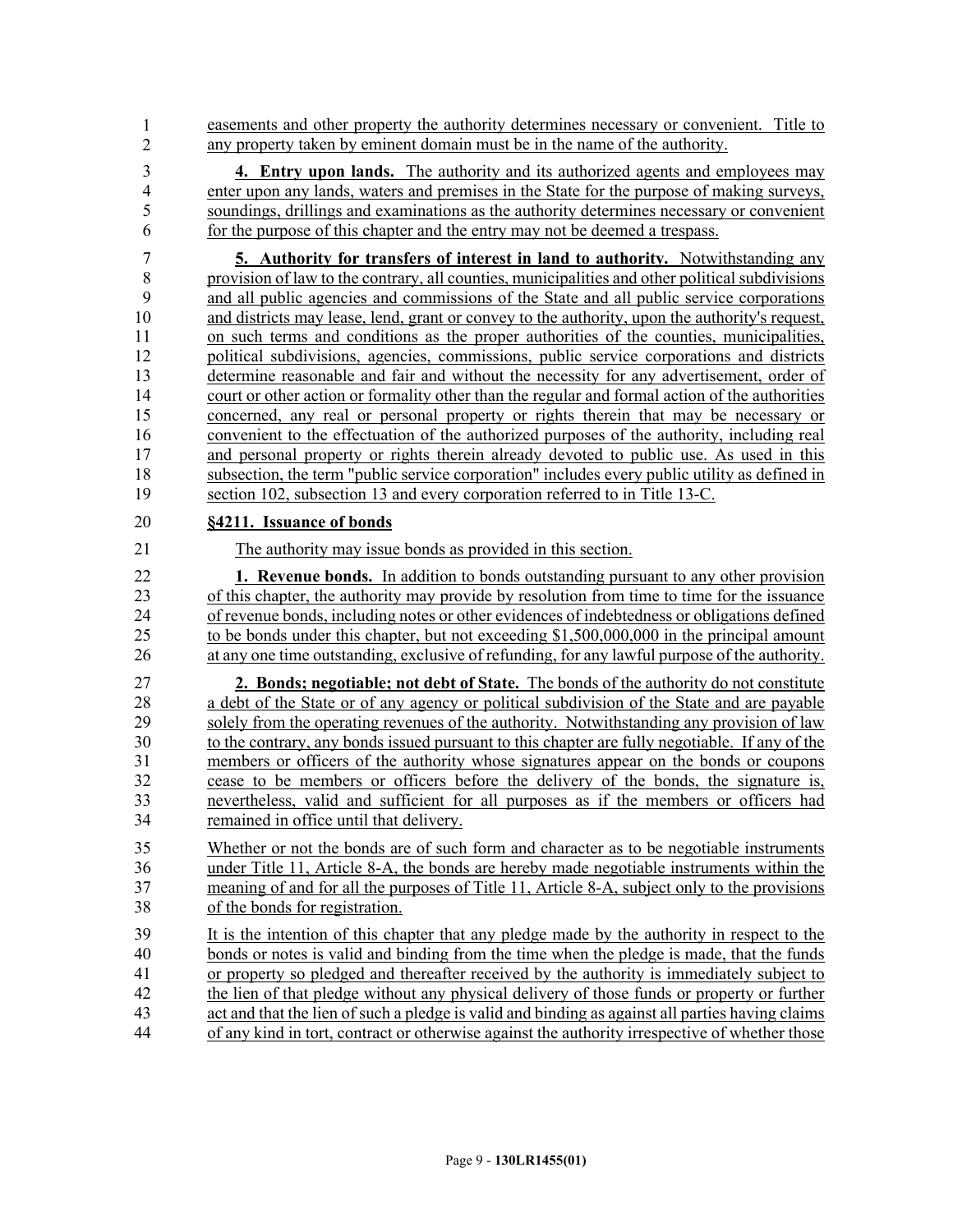easements and other property the authority determines necessary or convenient. Title to any property taken by eminent domain must be in the name of the authority.

**4. Entry upon lands.** The authority and its authorized agents and employees may enter upon any lands, waters and premises in the State for the purpose of making surveys, soundings, drillings and examinations as the authority determines necessary or convenient for the purpose of this chapter and the entry may not be deemed a trespass.

**5. Authority for transfers of interest in land to authority.** Notwithstanding any provision of law to the contrary, all counties, municipalities and other political subdivisions and all public agencies and commissions of the State and all public service corporations and districts may lease, lend, grant or convey to the authority, upon the authority's request, on such terms and conditions as the proper authorities of the counties, municipalities, political subdivisions, agencies, commissions, public service corporations and districts determine reasonable and fair and without the necessity for any advertisement, order of court or other action or formality other than the regular and formal action of the authorities concerned, any real or personal property or rights therein that may be necessary or convenient to the effectuation of the authorized purposes of the authority, including real and personal property or rights therein already devoted to public use. As used in this subsection, the term "public service corporation" includes every public utility as defined in section 102, subsection 13 and every corporation referred to in Title 13-C.

**§4211. Issuance of bonds**

The authority may issue bonds as provided in this section.

**1. Revenue bonds.** In addition to bonds outstanding pursuant to any other provision of this chapter, the authority may provide by resolution from time to time for the issuance of revenue bonds, including notes or other evidences of indebtedness or obligations defined to be bonds under this chapter, but not exceeding $1,500,000,000 in the principal amount at any one time outstanding, exclusive of refunding, for any lawful purpose of the authority.

**2. Bonds; negotiable; not debt of State.** The bonds of the authority do not constitute a debt of the State or of any agency or political subdivision of the State and are payable solely from the operating revenues of the authority. Notwithstanding any provision of law to the contrary, any bonds issued pursuant to this chapter are fully negotiable. If any of the members or officers of the authority whose signatures appear on the bonds or coupons cease to be members or officers before the delivery of the bonds, the signature is, nevertheless, valid and sufficient for all purposes as if the members or officers had remained in office until that delivery.

Whether or not the bonds are of such form and character as to be negotiable instruments under Title 11, Article 8-A, the bonds are hereby made negotiable instruments within the meaning of and for all the purposes of Title 11, Article 8-A, subject only to the provisions of the bonds for registration.

It is the intention of this chapter that any pledge made by the authority in respect to the bonds or notes is valid and binding from the time when the pledge is made, that the funds or property so pledged and thereafter received by the authority is immediately subject to the lien of that pledge without any physical delivery of those funds or property or further act and that the lien of such a pledge is valid and binding as against all parties having claims of any kind in tort, contract or otherwise against the authority irrespective of whether those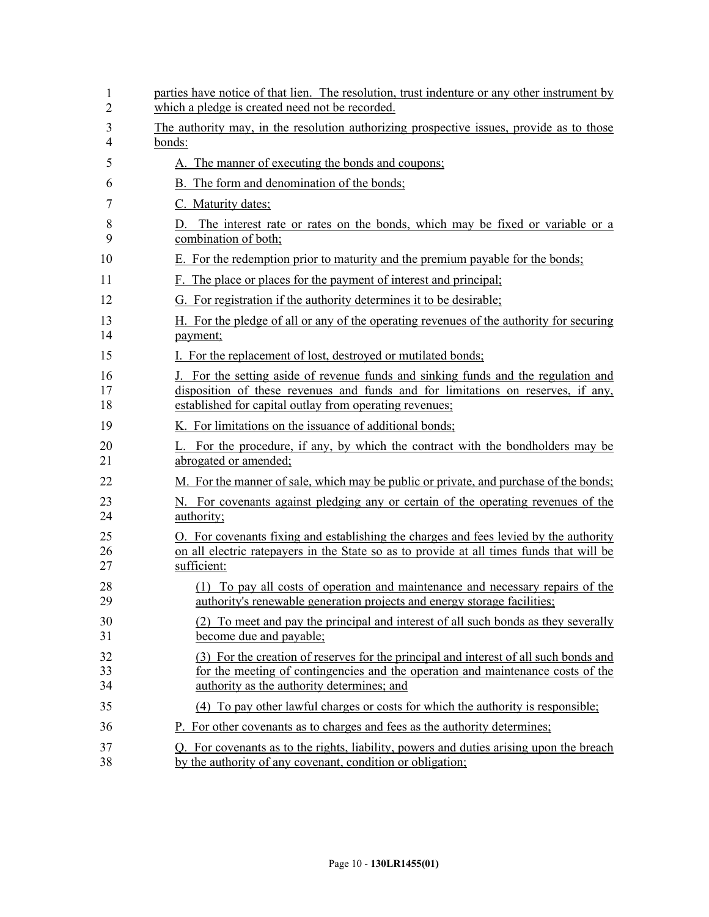parties have notice of that lien. The resolution, trust indenture or any other instrument by which a pledge is created need not be recorded.

The authority may, in the resolution authorizing prospective issues, provide as to those bonds:

A. The manner of executing the bonds and coupons;

B. The form and denomination of the bonds;

C. Maturity dates;

D. The interest rate or rates on the bonds, which may be fixed or variable or a combination of both;

E. For the redemption prior to maturity and the premium payable for the bonds;

F. The place or places for the payment of interest and principal;

G. For registration if the authority determines it to be desirable;

H. For the pledge of all or any of the operating revenues of the authority for securing payment;

I. For the replacement of lost, destroyed or mutilated bonds;

J. For the setting aside of revenue funds and sinking funds and the regulation and disposition of these revenues and funds and for limitations on reserves, if any, established for capital outlay from operating revenues;

K. For limitations on the issuance of additional bonds;

L. For the procedure, if any, by which the contract with the bondholders may be abrogated or amended;

M. For the manner of sale, which may be public or private, and purchase of the bonds;

N. For covenants against pledging any or certain of the operating revenues of the authority;

O. For covenants fixing and establishing the charges and fees levied by the authority on all electric ratepayers in the State so as to provide at all times funds that will be sufficient:

(1) To pay all costs of operation and maintenance and necessary repairs of the authority's renewable generation projects and energy storage facilities;

(2) To meet and pay the principal and interest of all such bonds as they severally become due and payable;

(3) For the creation of reserves for the principal and interest of all such bonds and for the meeting of contingencies and the operation and maintenance costs of the authority as the authority determines; and

(4) To pay other lawful charges or costs for which the authority is responsible;

P. For other covenants as to charges and fees as the authority determines;

Q. For covenants as to the rights, liability, powers and duties arising upon the breach by the authority of any covenant, condition or obligation;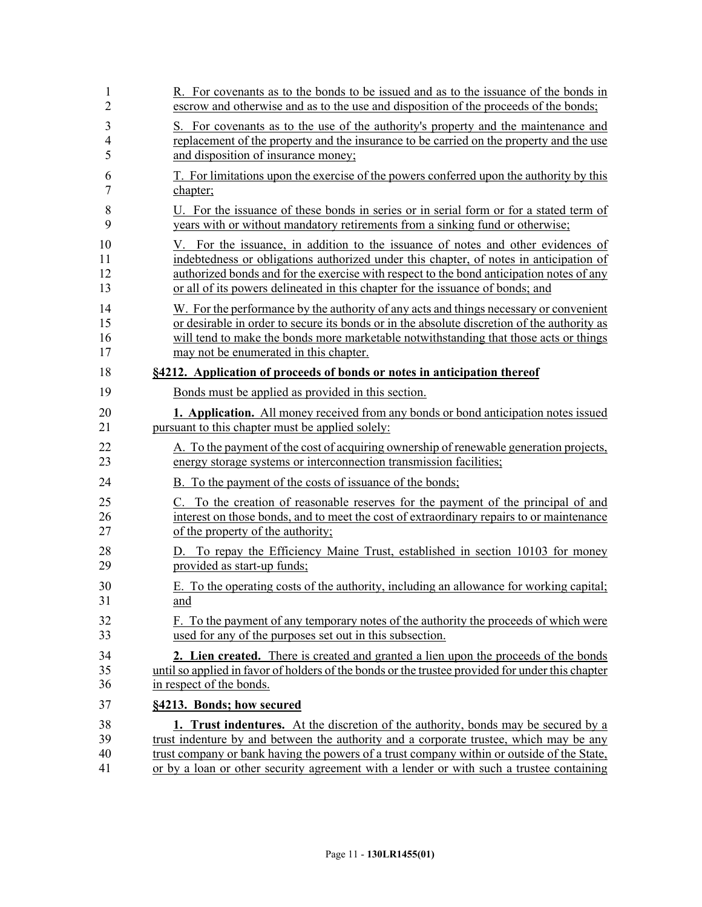R. For covenants as to the bonds to be issued and as to the issuance of the bonds in escrow and otherwise and as to the use and disposition of the proceeds of the bonds;

S. For covenants as to the use of the authority's property and the maintenance and replacement of the property and the insurance to be carried on the property and the use and disposition of insurance money;

T. For limitations upon the exercise of the powers conferred upon the authority by this chapter;

U. For the issuance of these bonds in series or in serial form or for a stated term of years with or without mandatory retirements from a sinking fund or otherwise;

V. For the issuance, in addition to the issuance of notes and other evidences of indebtedness or obligations authorized under this chapter, of notes in anticipation of authorized bonds and for the exercise with respect to the bond anticipation notes of any or all of its powers delineated in this chapter for the issuance of bonds; and

W. For the performance by the authority of any acts and things necessary or convenient or desirable in order to secure its bonds or in the absolute discretion of the authority as will tend to make the bonds more marketable notwithstanding that those acts or things may not be enumerated in this chapter.

**§4212. Application of proceeds of bonds or notes in anticipation thereof**

Bonds must be applied as provided in this section.

**1. Application.** All money received from any bonds or bond anticipation notes issued pursuant to this chapter must be applied solely:

A. To the payment of the cost of acquiring ownership of renewable generation projects, energy storage systems or interconnection transmission facilities;

B. To the payment of the costs of issuance of the bonds;

C. To the creation of reasonable reserves for the payment of the principal of and interest on those bonds, and to meet the cost of extraordinary repairs to or maintenance of the property of the authority;

D. To repay the Efficiency Maine Trust, established in section 10103 for money provided as start-up funds;

E. To the operating costs of the authority, including an allowance for working capital; and

F. To the payment of any temporary notes of the authority the proceeds of which were used for any of the purposes set out in this subsection.

**2. Lien created.** There is created and granted a lien upon the proceeds of the bonds until so applied in favor of holders of the bonds or the trustee provided for under this chapter in respect of the bonds.

**§4213. Bonds; how secured**

**1. Trust indentures.** At the discretion of the authority, bonds may be secured by a trust indenture by and between the authority and a corporate trustee, which may be any trust company or bank having the powers of a trust company within or outside of the State, or by a loan or other security agreement with a lender or with such a trustee containing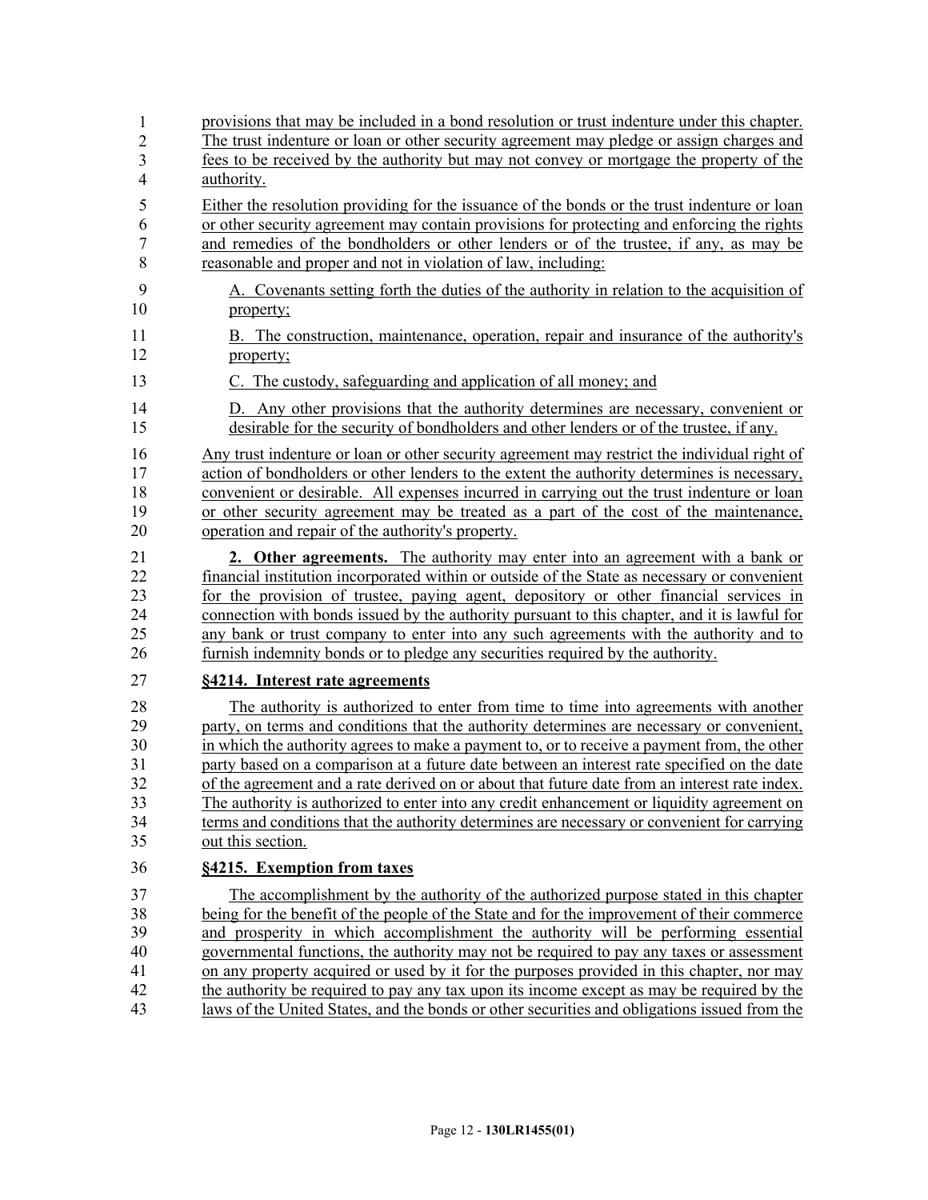provisions that may be included in a bond resolution or trust indenture under this chapter. The trust indenture or loan or other security agreement may pledge or assign charges and fees to be received by the authority but may not convey or mortgage the property of the authority.

Either the resolution providing for the issuance of the bonds or the trust indenture or loan or other security agreement may contain provisions for protecting and enforcing the rights and remedies of the bondholders or other lenders or of the trustee, if any, as may be reasonable and proper and not in violation of law, including:

A. Covenants setting forth the duties of the authority in relation to the acquisition of property;

B. The construction, maintenance, operation, repair and insurance of the authority's property;

C. The custody, safeguarding and application of all money; and

D. Any other provisions that the authority determines are necessary, convenient or desirable for the security of bondholders and other lenders or of the trustee, if any.

Any trust indenture or loan or other security agreement may restrict the individual right of action of bondholders or other lenders to the extent the authority determines is necessary, convenient or desirable. All expenses incurred in carrying out the trust indenture or loan or other security agreement may be treated as a part of the cost of the maintenance, operation and repair of the authority's property.

**2. Other agreements.** The authority may enter into an agreement with a bank or financial institution incorporated within or outside of the State as necessary or convenient for the provision of trustee, paying agent, depository or other financial services in connection with bonds issued by the authority pursuant to this chapter, and it is lawful for any bank or trust company to enter into any such agreements with the authority and to furnish indemnity bonds or to pledge any securities required by the authority.

**§4214. Interest rate agreements**

The authority is authorized to enter from time to time into agreements with another party, on terms and conditions that the authority determines are necessary or convenient, in which the authority agrees to make a payment to, or to receive a payment from, the other party based on a comparison at a future date between an interest rate specified on the date of the agreement and a rate derived on or about that future date from an interest rate index. The authority is authorized to enter into any credit enhancement or liquidity agreement on terms and conditions that the authority determines are necessary or convenient for carrying out this section.

**§4215. Exemption from taxes**

The accomplishment by the authority of the authorized purpose stated in this chapter being for the benefit of the people of the State and for the improvement of their commerce and prosperity in which accomplishment the authority will be performing essential governmental functions, the authority may not be required to pay any taxes or assessment on any property acquired or used by it for the purposes provided in this chapter, nor may the authority be required to pay any tax upon its income except as may be required by the laws of the United States, and the bonds or other securities and obligations issued from the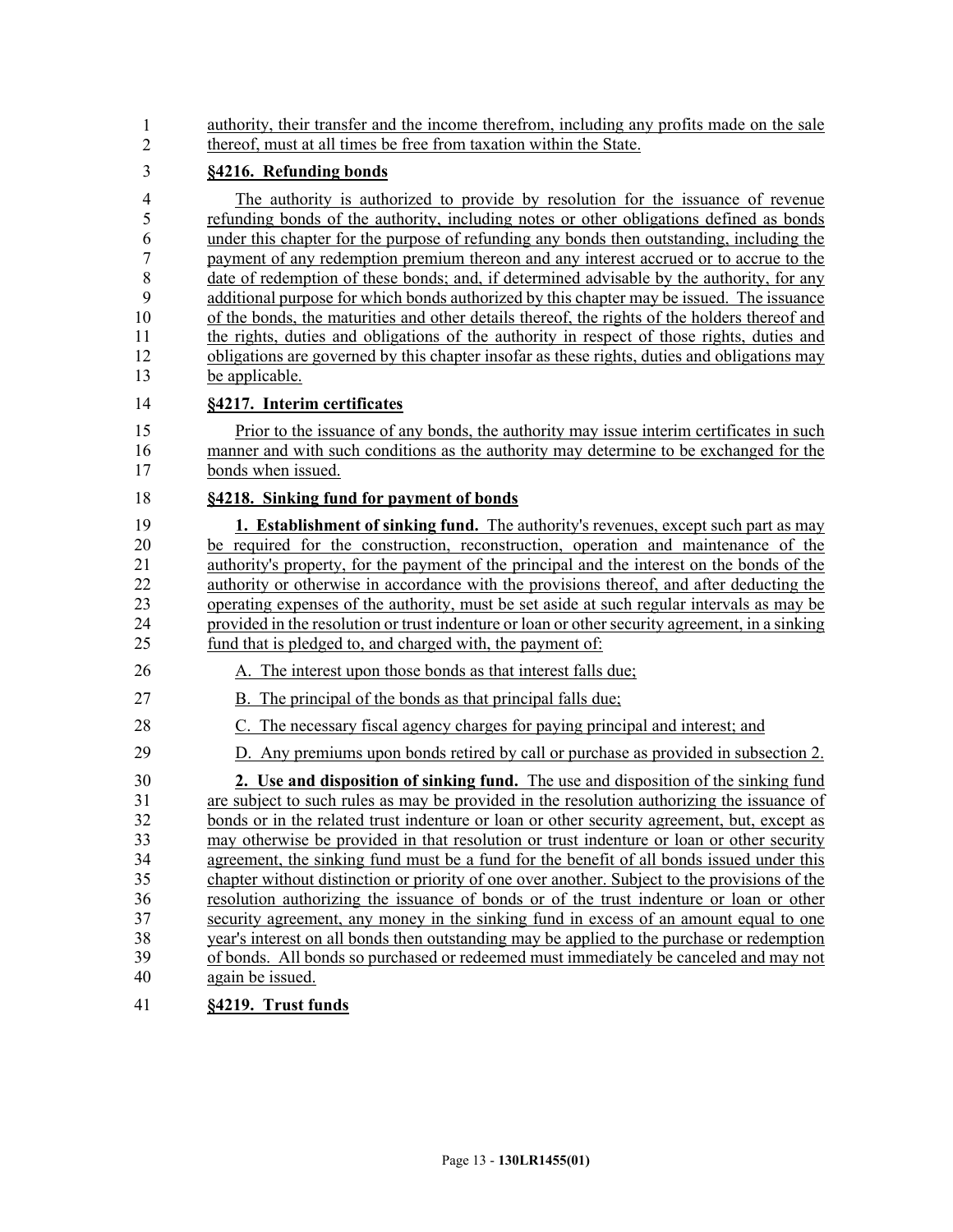authority, their transfer and the income therefrom, including any profits made on the sale thereof, must at all times be free from taxation within the State.

**§4216. Refunding bonds**

The authority is authorized to provide by resolution for the issuance of revenue refunding bonds of the authority, including notes or other obligations defined as bonds under this chapter for the purpose of refunding any bonds then outstanding, including the payment of any redemption premium thereon and any interest accrued or to accrue to the date of redemption of these bonds; and, if determined advisable by the authority, for any additional purpose for which bonds authorized by this chapter may be issued. The issuance of the bonds, the maturities and other details thereof, the rights of the holders thereof and the rights, duties and obligations of the authority in respect of those rights, duties and obligations are governed by this chapter insofar as these rights, duties and obligations may be applicable.

**§4217. Interim certificates**

Prior to the issuance of any bonds, the authority may issue interim certificates in such manner and with such conditions as the authority may determine to be exchanged for the bonds when issued.

**§4218. Sinking fund for payment of bonds**

**1. Establishment of sinking fund.** The authority's revenues, except such part as may be required for the construction, reconstruction, operation and maintenance of the authority's property, for the payment of the principal and the interest on the bonds of the authority or otherwise in accordance with the provisions thereof, and after deducting the operating expenses of the authority, must be set aside at such regular intervals as may be provided in the resolution or trust indenture or loan or other security agreement, in a sinking fund that is pledged to, and charged with, the payment of:

A. The interest upon those bonds as that interest falls due;

B. The principal of the bonds as that principal falls due;

C. The necessary fiscal agency charges for paying principal and interest; and

D. Any premiums upon bonds retired by call or purchase as provided in subsection 2.

**2. Use and disposition of sinking fund.** The use and disposition of the sinking fund are subject to such rules as may be provided in the resolution authorizing the issuance of bonds or in the related trust indenture or loan or other security agreement, but, except as may otherwise be provided in that resolution or trust indenture or loan or other security agreement, the sinking fund must be a fund for the benefit of all bonds issued under this chapter without distinction or priority of one over another. Subject to the provisions of the resolution authorizing the issuance of bonds or of the trust indenture or loan or other security agreement, any money in the sinking fund in excess of an amount equal to one year's interest on all bonds then outstanding may be applied to the purchase or redemption of bonds. All bonds so purchased or redeemed must immediately be canceled and may not again be issued.

**§4219. Trust funds**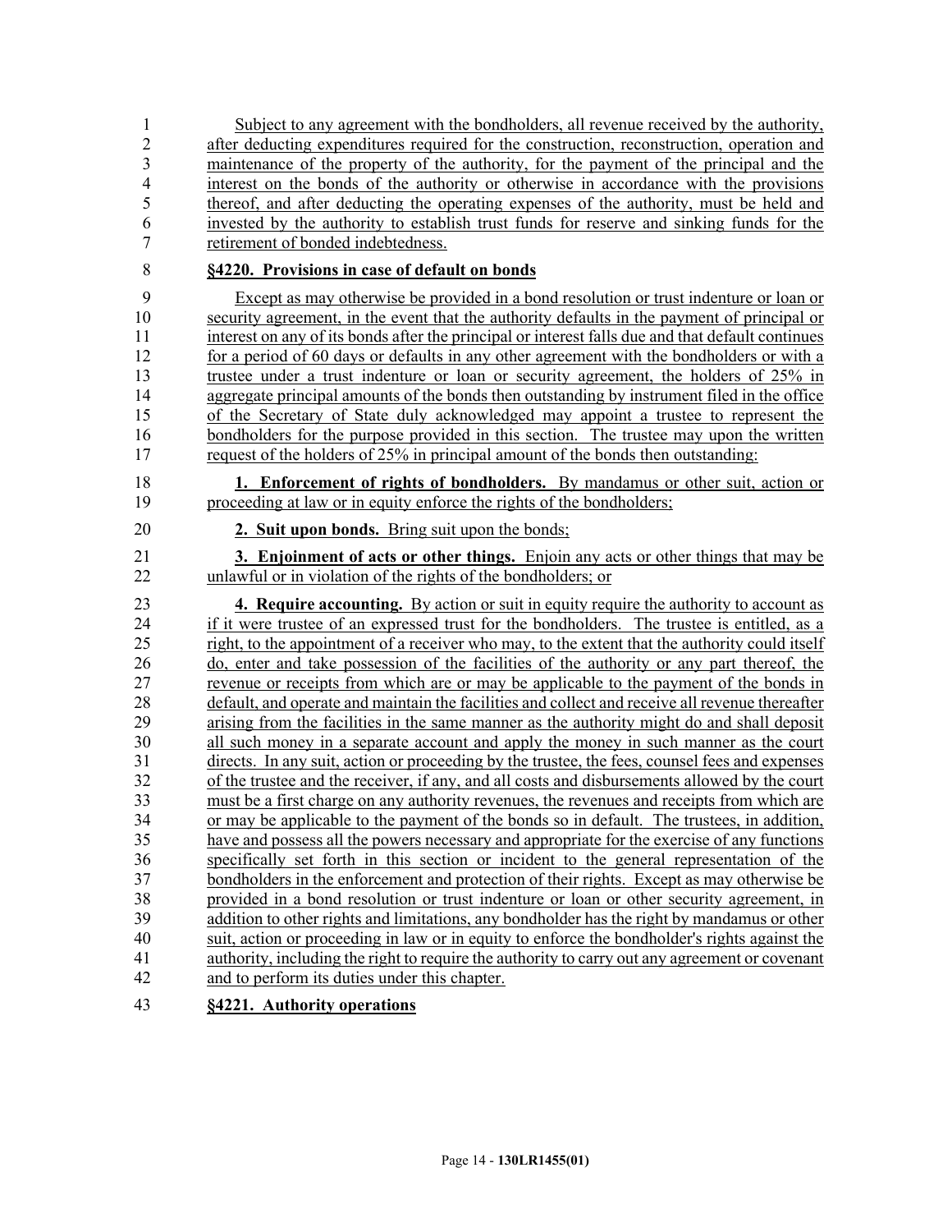Subject to any agreement with the bondholders, all revenue received by the authority, after deducting expenditures required for the construction, reconstruction, operation and maintenance of the property of the authority, for the payment of the principal and the interest on the bonds of the authority or otherwise in accordance with the provisions thereof, and after deducting the operating expenses of the authority, must be held and invested by the authority to establish trust funds for reserve and sinking funds for the retirement of bonded indebtedness.

**§4220. Provisions in case of default on bonds**

Except as may otherwise be provided in a bond resolution or trust indenture or loan or security agreement, in the event that the authority defaults in the payment of principal or interest on any of its bonds after the principal or interest falls due and that default continues for a period of 60 days or defaults in any other agreement with the bondholders or with a trustee under a trust indenture or loan or security agreement, the holders of 25% in aggregate principal amounts of the bonds then outstanding by instrument filed in the office of the Secretary of State duly acknowledged may appoint a trustee to represent the bondholders for the purpose provided in this section. The trustee may upon the written request of the holders of 25% in principal amount of the bonds then outstanding:

**1. Enforcement of rights of bondholders.** By mandamus or other suit, action or proceeding at law or in equity enforce the rights of the bondholders;

**2. Suit upon bonds.** Bring suit upon the bonds;

**3. Enjoinment of acts or other things.** Enjoin any acts or other things that may be unlawful or in violation of the rights of the bondholders; or

**4. Require accounting.** By action or suit in equity require the authority to account as if it were trustee of an expressed trust for the bondholders. The trustee is entitled, as a right, to the appointment of a receiver who may, to the extent that the authority could itself do, enter and take possession of the facilities of the authority or any part thereof, the revenue or receipts from which are or may be applicable to the payment of the bonds in default, and operate and maintain the facilities and collect and receive all revenue thereafter arising from the facilities in the same manner as the authority might do and shall deposit all such money in a separate account and apply the money in such manner as the court directs. In any suit, action or proceeding by the trustee, the fees, counsel fees and expenses of the trustee and the receiver, if any, and all costs and disbursements allowed by the court must be a first charge on any authority revenues, the revenues and receipts from which are or may be applicable to the payment of the bonds so in default. The trustees, in addition, have and possess all the powers necessary and appropriate for the exercise of any functions specifically set forth in this section or incident to the general representation of the bondholders in the enforcement and protection of their rights. Except as may otherwise be provided in a bond resolution or trust indenture or loan or other security agreement, in addition to other rights and limitations, any bondholder has the right by mandamus or other suit, action or proceeding in law or in equity to enforce the bondholder's rights against the authority, including the right to require the authority to carry out any agreement or covenant and to perform its duties under this chapter.

**§4221. Authority operations**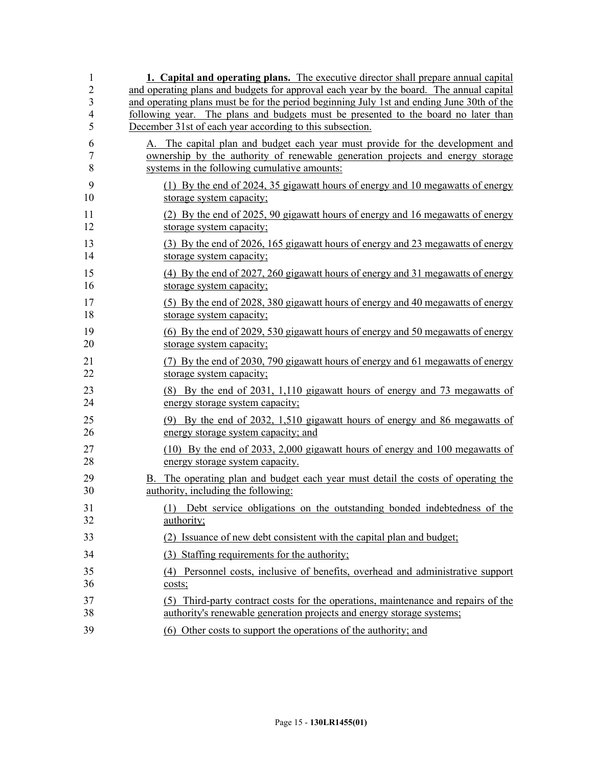**1. Capital and operating plans.** The executive director shall prepare annual capital and operating plans and budgets for approval each year by the board. The annual capital and operating plans must be for the period beginning July 1st and ending June 30th of the following year. The plans and budgets must be presented to the board no later than December 31st of each year according to this subsection.

A. The capital plan and budget each year must provide for the development and ownership by the authority of renewable generation projects and energy storage systems in the following cumulative amounts:

(1) By the end of 2024, 35 gigawatt hours of energy and 10 megawatts of energy storage system capacity;

(2) By the end of 2025, 90 gigawatt hours of energy and 16 megawatts of energy storage system capacity;

(3) By the end of 2026, 165 gigawatt hours of energy and 23 megawatts of energy storage system capacity;

(4) By the end of 2027, 260 gigawatt hours of energy and 31 megawatts of energy storage system capacity;

(5) By the end of 2028, 380 gigawatt hours of energy and 40 megawatts of energy storage system capacity;

(6) By the end of 2029, 530 gigawatt hours of energy and 50 megawatts of energy storage system capacity;

(7) By the end of 2030, 790 gigawatt hours of energy and 61 megawatts of energy storage system capacity;

(8) By the end of 2031, 1,110 gigawatt hours of energy and 73 megawatts of energy storage system capacity;

(9) By the end of 2032, 1,510 gigawatt hours of energy and 86 megawatts of energy storage system capacity; and

(10) By the end of 2033, 2,000 gigawatt hours of energy and 100 megawatts of energy storage system capacity.

B. The operating plan and budget each year must detail the costs of operating the authority, including the following:

(1) Debt service obligations on the outstanding bonded indebtedness of the authority;

(2) Issuance of new debt consistent with the capital plan and budget;

(3) Staffing requirements for the authority;

(4) Personnel costs, inclusive of benefits, overhead and administrative support costs;

(5) Third-party contract costs for the operations, maintenance and repairs of the authority's renewable generation projects and energy storage systems;

(6) Other costs to support the operations of the authority; and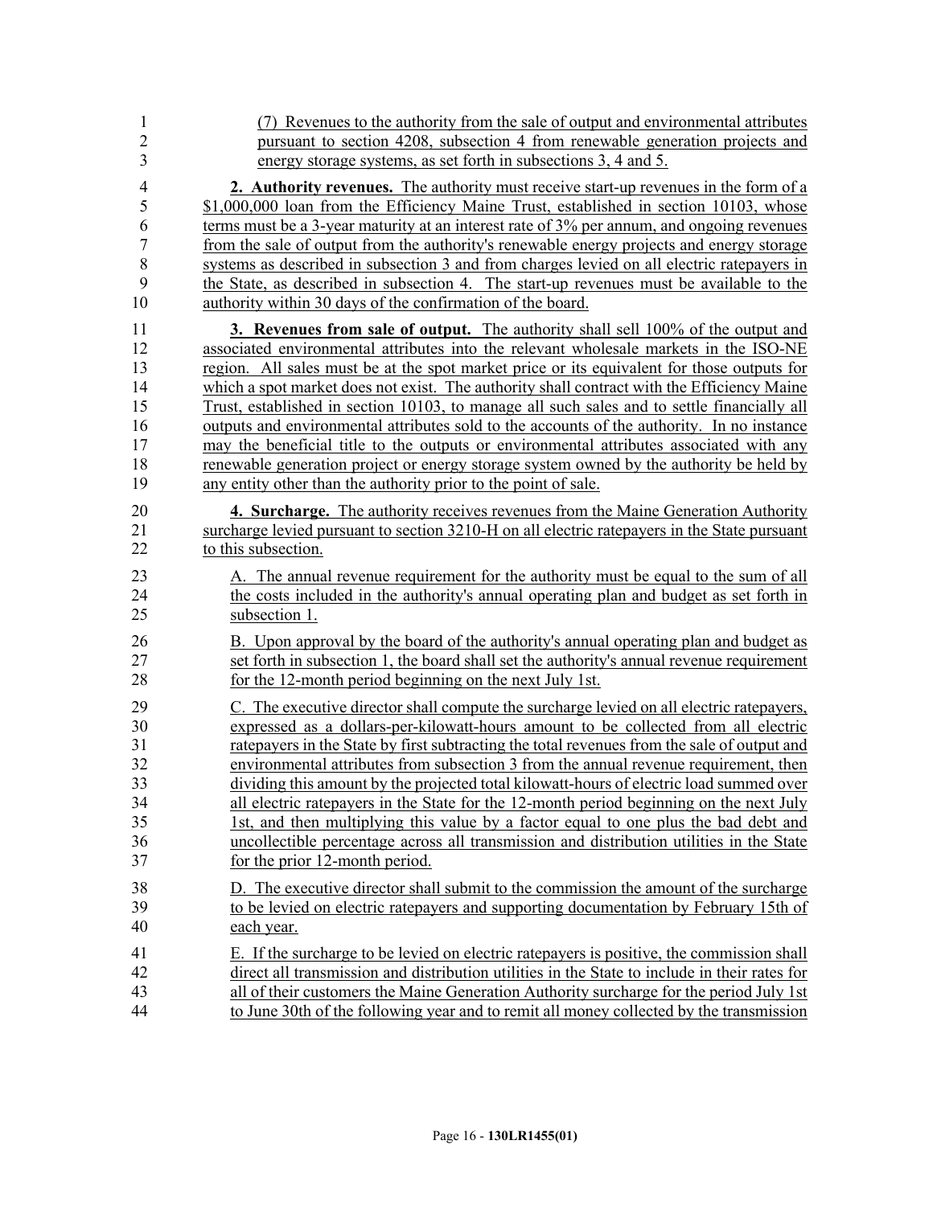(7) Revenues to the authority from the sale of output and environmental attributes pursuant to section 4208, subsection 4 from renewable generation projects and energy storage systems, as set forth in subsections 3, 4 and 5.

**2. Authority revenues.** The authority must receive start-up revenues in the form of a $1,000,000 loan from the Efficiency Maine Trust, established in section 10103, whose terms must be a 3-year maturity at an interest rate of 3% per annum, and ongoing revenues from the sale of output from the authority's renewable energy projects and energy storage systems as described in subsection 3 and from charges levied on all electric ratepayers in the State, as described in subsection 4. The start-up revenues must be available to the authority within 30 days of the confirmation of the board.

**3. Revenues from sale of output.** The authority shall sell 100% of the output and associated environmental attributes into the relevant wholesale markets in the ISO-NE region. All sales must be at the spot market price or its equivalent for those outputs for which a spot market does not exist. The authority shall contract with the Efficiency Maine Trust, established in section 10103, to manage all such sales and to settle financially all outputs and environmental attributes sold to the accounts of the authority. In no instance may the beneficial title to the outputs or environmental attributes associated with any renewable generation project or energy storage system owned by the authority be held by any entity other than the authority prior to the point of sale.

**4. Surcharge.** The authority receives revenues from the Maine Generation Authority surcharge levied pursuant to section 3210-H on all electric ratepayers in the State pursuant to this subsection.

A. The annual revenue requirement for the authority must be equal to the sum of all the costs included in the authority's annual operating plan and budget as set forth in subsection 1.

B. Upon approval by the board of the authority's annual operating plan and budget as set forth in subsection 1, the board shall set the authority's annual revenue requirement for the 12-month period beginning on the next July 1st.

C. The executive director shall compute the surcharge levied on all electric ratepayers, expressed as a dollars-per-kilowatt-hours amount to be collected from all electric ratepayers in the State by first subtracting the total revenues from the sale of output and environmental attributes from subsection 3 from the annual revenue requirement, then dividing this amount by the projected total kilowatt-hours of electric load summed over all electric ratepayers in the State for the 12-month period beginning on the next July 1st, and then multiplying this value by a factor equal to one plus the bad debt and uncollectible percentage across all transmission and distribution utilities in the State for the prior 12-month period.

D. The executive director shall submit to the commission the amount of the surcharge to be levied on electric ratepayers and supporting documentation by February 15th of each year.

E. If the surcharge to be levied on electric ratepayers is positive, the commission shall direct all transmission and distribution utilities in the State to include in their rates for all of their customers the Maine Generation Authority surcharge for the period July 1st to June 30th of the following year and to remit all money collected by the transmission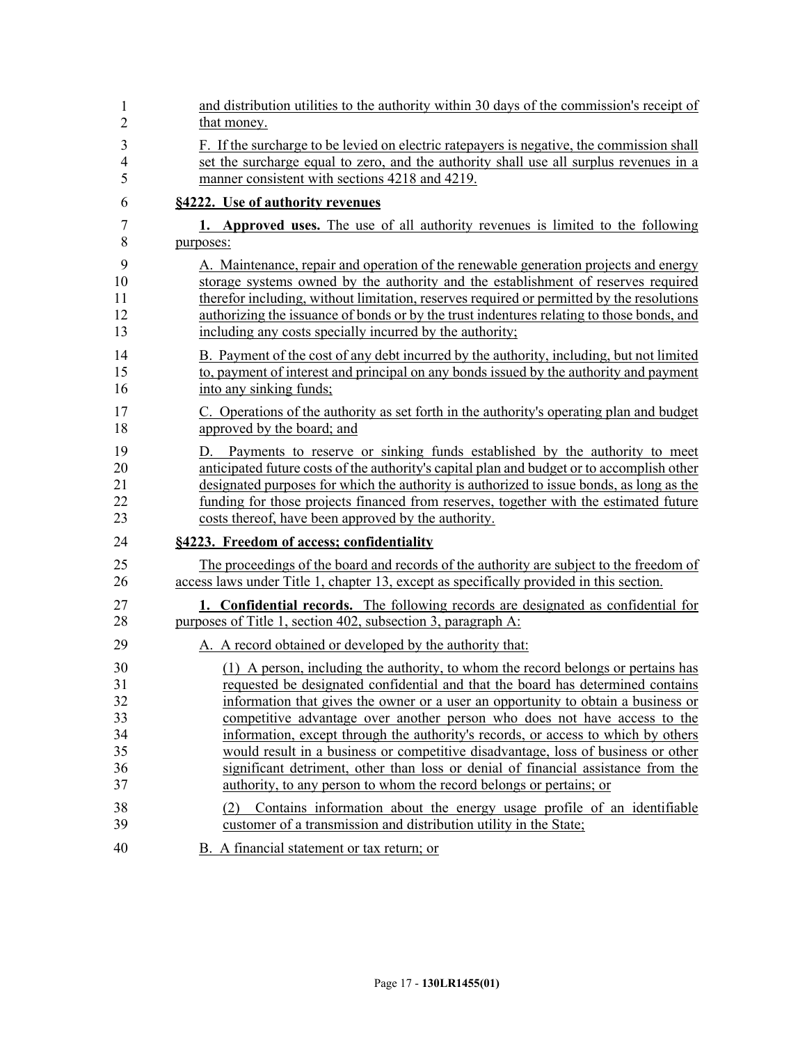and distribution utilities to the authority within 30 days of the commission's receipt of that money.

F. If the surcharge to be levied on electric ratepayers is negative, the commission shall set the surcharge equal to zero, and the authority shall use all surplus revenues in a manner consistent with sections 4218 and 4219.

**§4222. Use of authority revenues**

**1. Approved uses.** The use of all authority revenues is limited to the following purposes:

A. Maintenance, repair and operation of the renewable generation projects and energy storage systems owned by the authority and the establishment of reserves required therefor including, without limitation, reserves required or permitted by the resolutions authorizing the issuance of bonds or by the trust indentures relating to those bonds, and including any costs specially incurred by the authority;

B. Payment of the cost of any debt incurred by the authority, including, but not limited to, payment of interest and principal on any bonds issued by the authority and payment into any sinking funds;

C. Operations of the authority as set forth in the authority's operating plan and budget approved by the board; and

D. Payments to reserve or sinking funds established by the authority to meet anticipated future costs of the authority's capital plan and budget or to accomplish other designated purposes for which the authority is authorized to issue bonds, as long as the funding for those projects financed from reserves, together with the estimated future costs thereof, have been approved by the authority.

**§4223. Freedom of access; confidentiality**

The proceedings of the board and records of the authority are subject to the freedom of access laws under Title 1, chapter 13, except as specifically provided in this section.

**1. Confidential records.** The following records are designated as confidential for purposes of Title 1, section 402, subsection 3, paragraph A:

A. A record obtained or developed by the authority that:

(1) A person, including the authority, to whom the record belongs or pertains has requested be designated confidential and that the board has determined contains information that gives the owner or a user an opportunity to obtain a business or competitive advantage over another person who does not have access to the information, except through the authority's records, or access to which by others would result in a business or competitive disadvantage, loss of business or other significant detriment, other than loss or denial of financial assistance from the authority, to any person to whom the record belongs or pertains; or

(2) Contains information about the energy usage profile of an identifiable customer of a transmission and distribution utility in the State;

B. A financial statement or tax return; or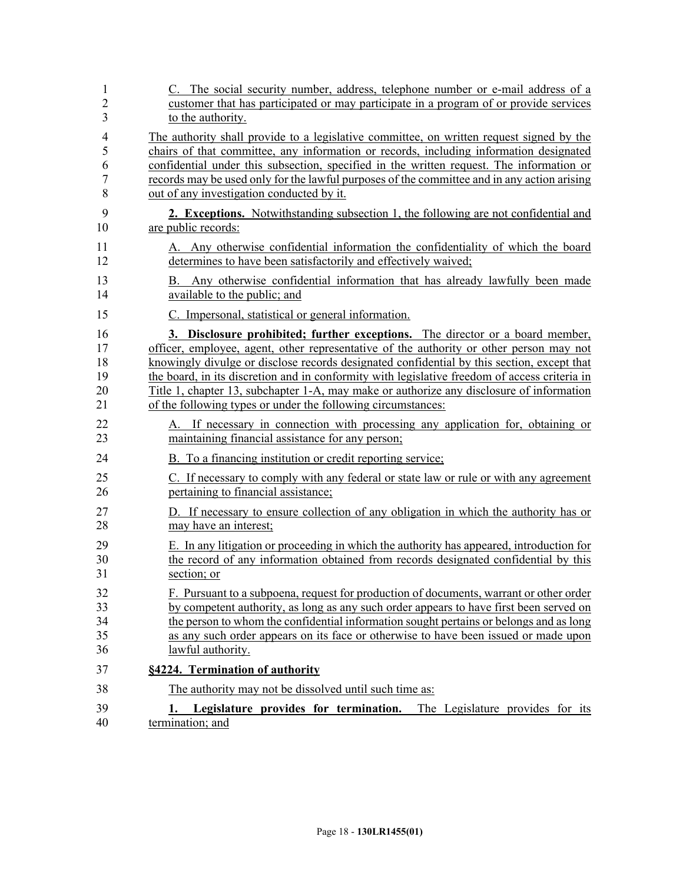C. The social security number, address, telephone number or e-mail address of a customer that has participated or may participate in a program of or provide services to the authority.

The authority shall provide to a legislative committee, on written request signed by the chairs of that committee, any information or records, including information designated confidential under this subsection, specified in the written request. The information or records may be used only for the lawful purposes of the committee and in any action arising out of any investigation conducted by it.

**2. Exceptions.** Notwithstanding subsection 1, the following are not confidential and are public records:

A. Any otherwise confidential information the confidentiality of which the board determines to have been satisfactorily and effectively waived;

B. Any otherwise confidential information that has already lawfully been made available to the public; and

C. Impersonal, statistical or general information.

**3. Disclosure prohibited; further exceptions.** The director or a board member, officer, employee, agent, other representative of the authority or other person may not knowingly divulge or disclose records designated confidential by this section, except that the board, in its discretion and in conformity with legislative freedom of access criteria in Title 1, chapter 13, subchapter 1-A, may make or authorize any disclosure of information of the following types or under the following circumstances:

A. If necessary in connection with processing any application for, obtaining or maintaining financial assistance for any person;

B. To a financing institution or credit reporting service;

C. If necessary to comply with any federal or state law or rule or with any agreement pertaining to financial assistance;

D. If necessary to ensure collection of any obligation in which the authority has or may have an interest;

E. In any litigation or proceeding in which the authority has appeared, introduction for the record of any information obtained from records designated confidential by this section; or

F. Pursuant to a subpoena, request for production of documents, warrant or other order by competent authority, as long as any such order appears to have first been served on the person to whom the confidential information sought pertains or belongs and as long as any such order appears on its face or otherwise to have been issued or made upon lawful authority.

**§4224. Termination of authority**

The authority may not be dissolved until such time as:

**1. Legislature provides for termination.** The Legislature provides for its termination; and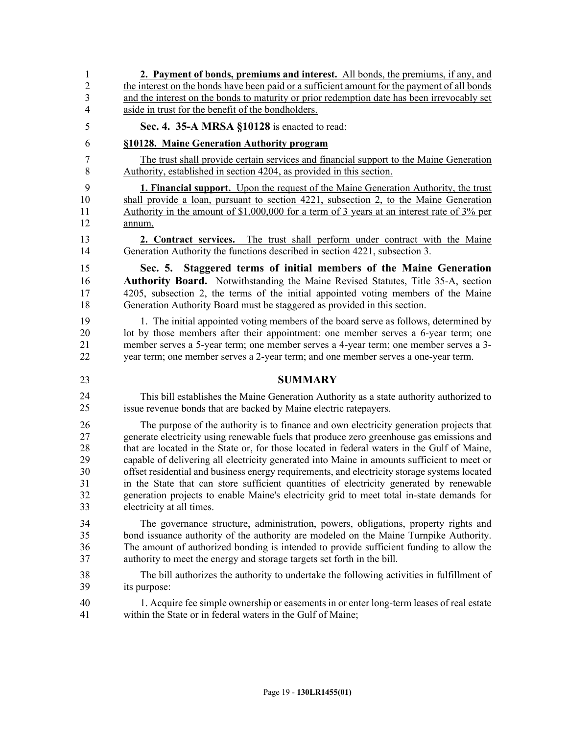**2. Payment of bonds, premiums and interest.** All bonds, the premiums, if any, and the interest on the bonds have been paid or a sufficient amount for the payment of all bonds and the interest on the bonds to maturity or prior redemption date has been irrevocably set aside in trust for the benefit of the bondholders.

**Sec. 4. 35-A MRSA §10128** is enacted to read:

**§10128. Maine Generation Authority program**

The trust shall provide certain services and financial support to the Maine Generation Authority, established in section 4204, as provided in this section.

**1. Financial support.** Upon the request of the Maine Generation Authority, the trust shall provide a loan, pursuant to section 4221, subsection 2, to the Maine Generation Authority in the amount of $1,000,000 for a term of 3 years at an interest rate of 3% per annum.

**2. Contract services.** The trust shall perform under contract with the Maine Generation Authority the functions described in section 4221, subsection 3.

**Sec. 5. Staggered terms of initial members of the Maine Generation Authority Board.** Notwithstanding the Maine Revised Statutes, Title 35-A, section 4205, subsection 2, the terms of the initial appointed voting members of the Maine Generation Authority Board must be staggered as provided in this section.

1. The initial appointed voting members of the board serve as follows, determined by lot by those members after their appointment: one member serves a 6-year term; one member serves a 5-year term; one member serves a 4-year term; one member serves a 3-year term; one member serves a 2-year term; and one member serves a one-year term.

## SUMMARY

This bill establishes the Maine Generation Authority as a state authority authorized to issue revenue bonds that are backed by Maine electric ratepayers.

The purpose of the authority is to finance and own electricity generation projects that generate electricity using renewable fuels that produce zero greenhouse gas emissions and that are located in the State or, for those located in federal waters in the Gulf of Maine, capable of delivering all electricity generated into Maine in amounts sufficient to meet or offset residential and business energy requirements, and electricity storage systems located in the State that can store sufficient quantities of electricity generated by renewable generation projects to enable Maine's electricity grid to meet total in-state demands for electricity at all times.

The governance structure, administration, powers, obligations, property rights and bond issuance authority of the authority are modeled on the Maine Turnpike Authority. The amount of authorized bonding is intended to provide sufficient funding to allow the authority to meet the energy and storage targets set forth in the bill.

The bill authorizes the authority to undertake the following activities in fulfillment of its purpose:

1. Acquire fee simple ownership or easements in or enter long-term leases of real estate within the State or in federal waters in the Gulf of Maine;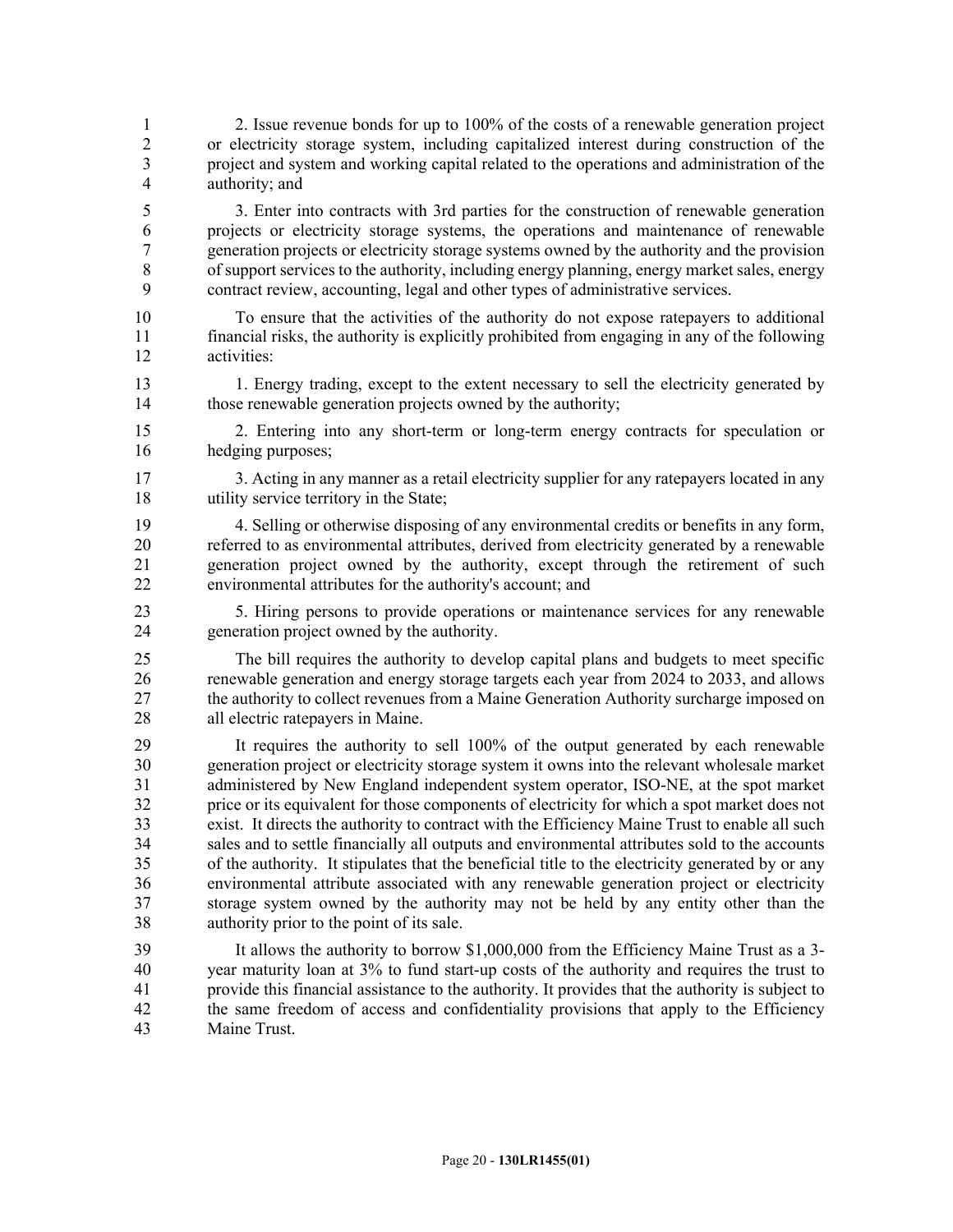2. Issue revenue bonds for up to 100% of the costs of a renewable generation project or electricity storage system, including capitalized interest during construction of the project and system and working capital related to the operations and administration of the authority; and

3. Enter into contracts with 3rd parties for the construction of renewable generation projects or electricity storage systems, the operations and maintenance of renewable generation projects or electricity storage systems owned by the authority and the provision of support services to the authority, including energy planning, energy market sales, energy contract review, accounting, legal and other types of administrative services.

To ensure that the activities of the authority do not expose ratepayers to additional financial risks, the authority is explicitly prohibited from engaging in any of the following activities:

1. Energy trading, except to the extent necessary to sell the electricity generated by those renewable generation projects owned by the authority;

2. Entering into any short-term or long-term energy contracts for speculation or hedging purposes;

3. Acting in any manner as a retail electricity supplier for any ratepayers located in any utility service territory in the State;

4. Selling or otherwise disposing of any environmental credits or benefits in any form, referred to as environmental attributes, derived from electricity generated by a renewable generation project owned by the authority, except through the retirement of such environmental attributes for the authority's account; and

5. Hiring persons to provide operations or maintenance services for any renewable generation project owned by the authority.

The bill requires the authority to develop capital plans and budgets to meet specific renewable generation and energy storage targets each year from 2024 to 2033, and allows the authority to collect revenues from a Maine Generation Authority surcharge imposed on all electric ratepayers in Maine.

It requires the authority to sell 100% of the output generated by each renewable generation project or electricity storage system it owns into the relevant wholesale market administered by New England independent system operator, ISO-NE, at the spot market price or its equivalent for those components of electricity for which a spot market does not exist. It directs the authority to contract with the Efficiency Maine Trust to enable all such sales and to settle financially all outputs and environmental attributes sold to the accounts of the authority. It stipulates that the beneficial title to the electricity generated by or any environmental attribute associated with any renewable generation project or electricity storage system owned by the authority may not be held by any entity other than the authority prior to the point of its sale.

It allows the authority to borrow $1,000,000 from the Efficiency Maine Trust as a 3-year maturity loan at 3% to fund start-up costs of the authority and requires the trust to provide this financial assistance to the authority. It provides that the authority is subject to the same freedom of access and confidentiality provisions that apply to the Efficiency Maine Trust.